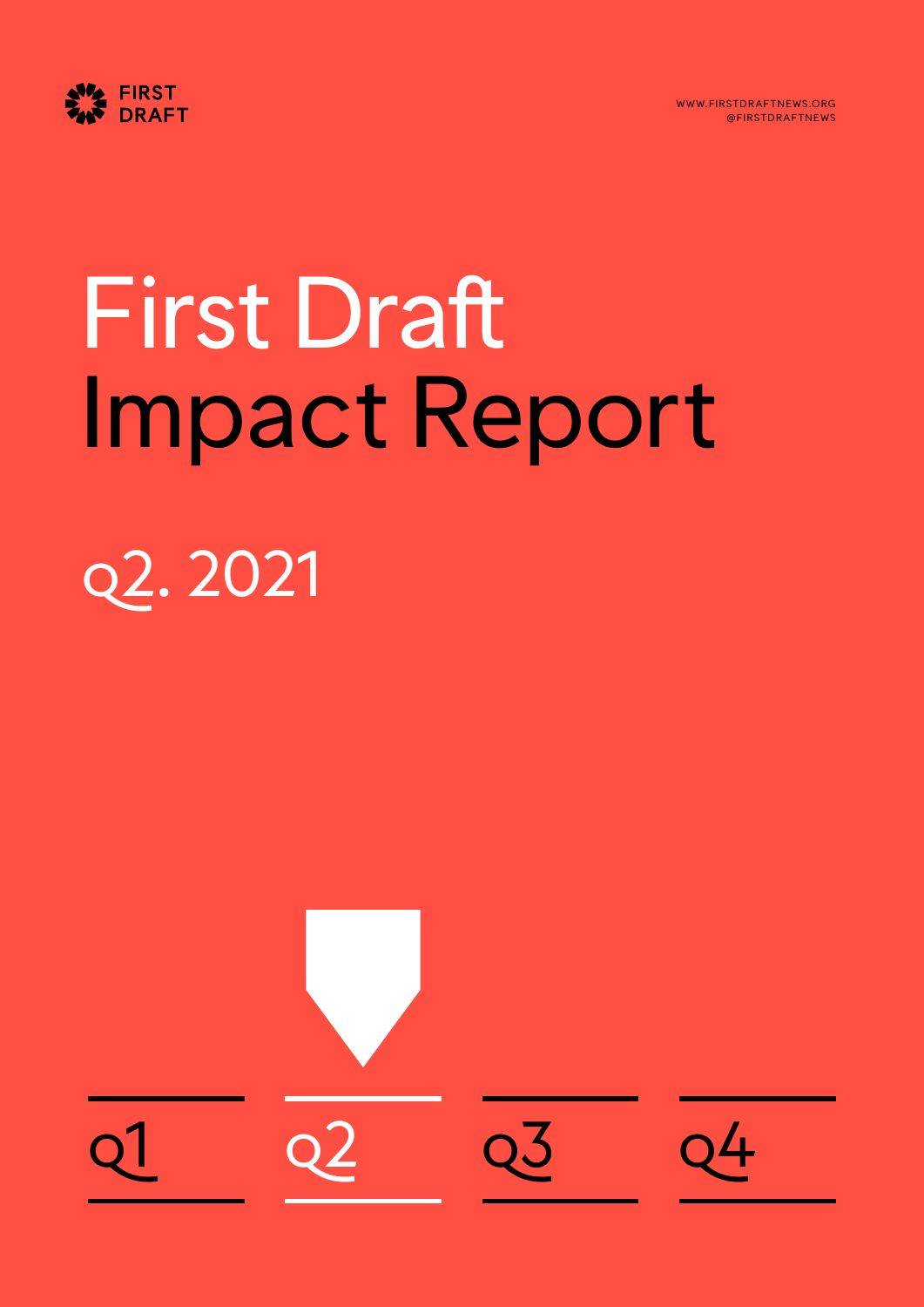FIRST DRAFT

WWW.FIRSTDRAFTNEWS.ORG
@FIRSTDRAFTNEWS

# First Draft Impact Report

## Q2. 2021

Q1 Q2 Q3 Q4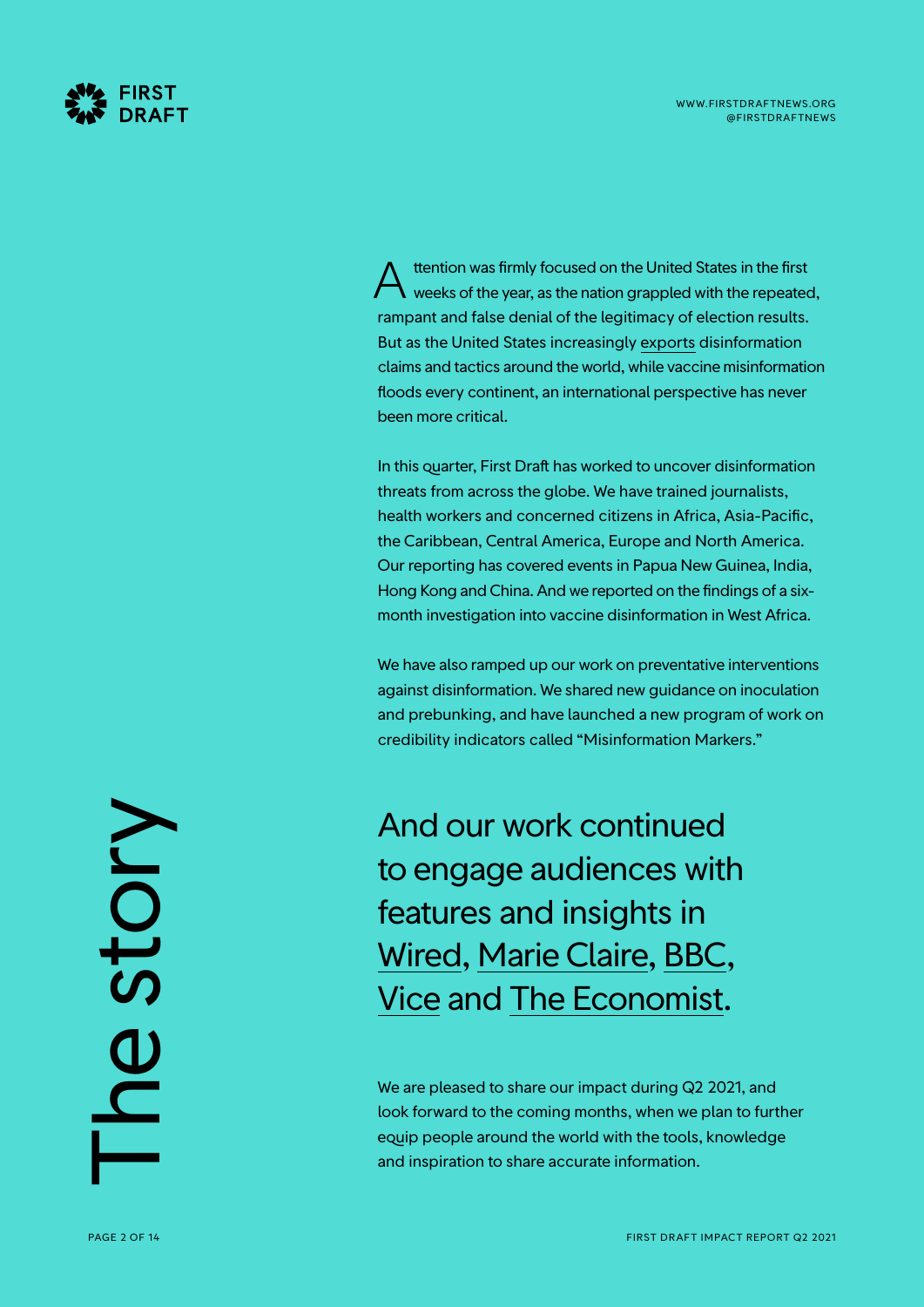# The story

Attention was firmly focused on the United States in the first weeks of the year, as the nation grappled with the repeated, rampant and false denial of the legitimacy of election results. But as the United States increasingly exports disinformation claims and tactics around the world, while vaccine misinformation floods every continent, an international perspective has never been more critical.

In this quarter, First Draft has worked to uncover disinformation threats from across the globe. We have trained journalists, health workers and concerned citizens in Africa, Asia-Pacific, the Caribbean, Central America, Europe and North America. Our reporting has covered events in Papua New Guinea, India, Hong Kong and China. And we reported on the findings of a six-month investigation into vaccine disinformation in West Africa.

We have also ramped up our work on preventative interventions against disinformation. We shared new guidance on inoculation and prebunking, and have launched a new program of work on credibility indicators called "Misinformation Markers."

## And our work continued to engage audiences with features and insights in Wired, Marie Claire, BBC, Vice and The Economist.

We are pleased to share our impact during Q2 2021, and look forward to the coming months, when we plan to further equip people around the world with the tools, knowledge and inspiration to share accurate information.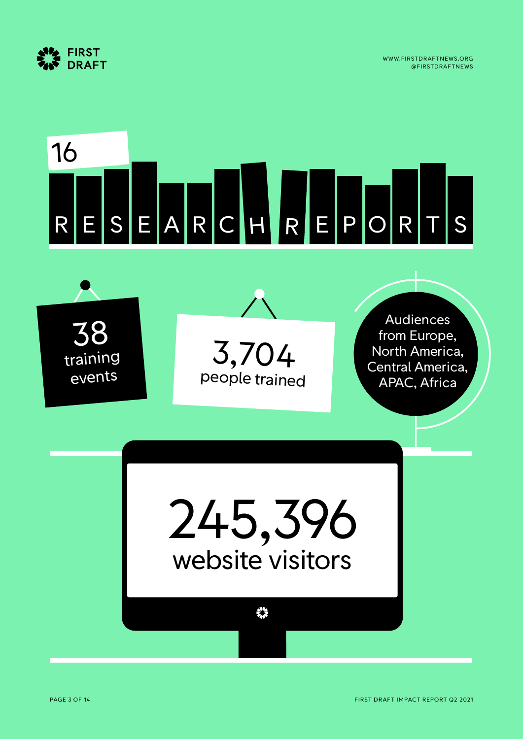16 RESEARCH REPORTS

38 training events

3,704 people trained

Audiences from Europe, North America, Central America, APAC, Africa

245,396 website visitors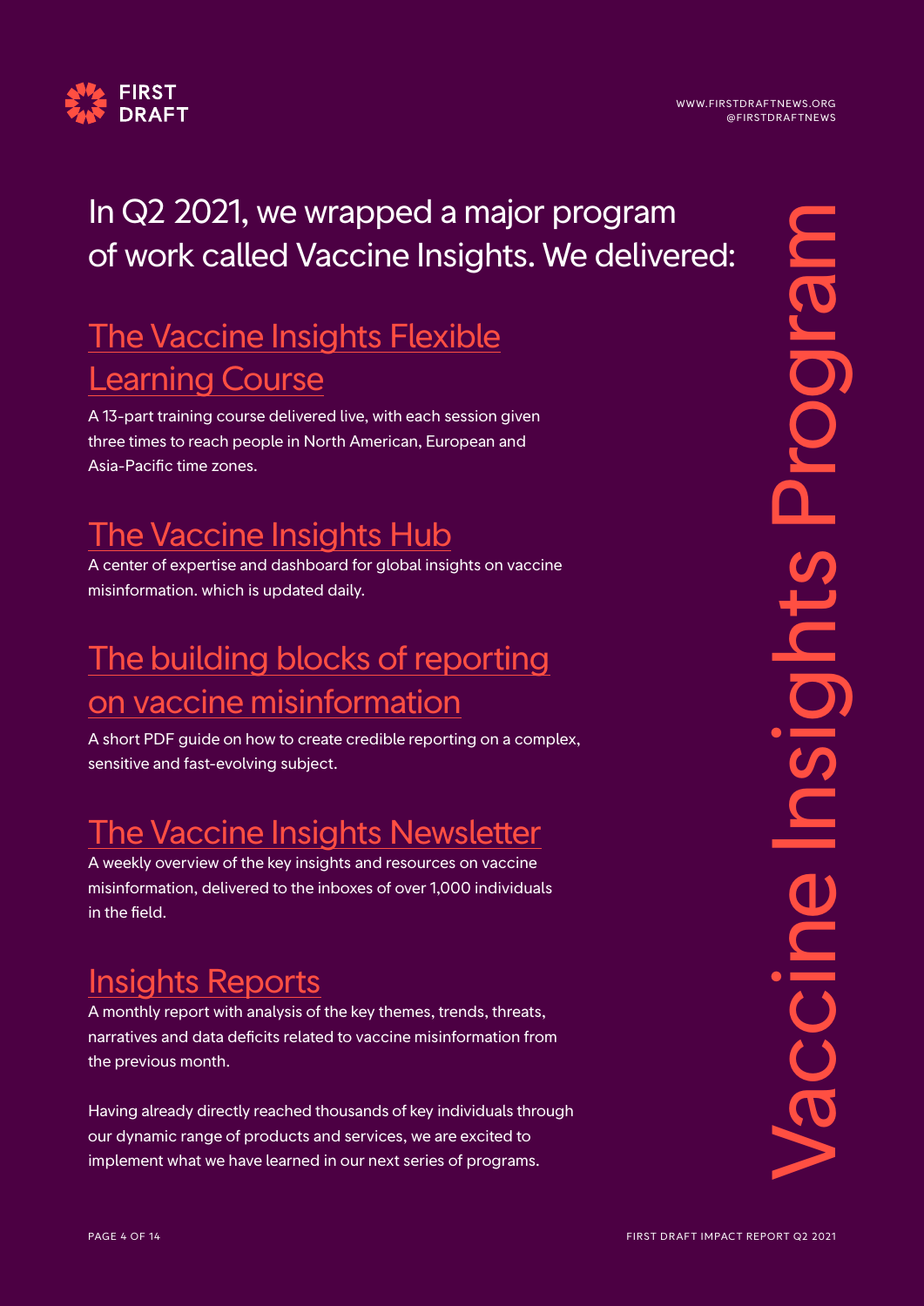# Vaccine Insights Program

In Q2 2021, we wrapped a major program of work called Vaccine Insights. We delivered:

## The Vaccine Insights Flexible Learning Course

A 13-part training course delivered live, with each session given three times to reach people in North American, European and Asia-Pacific time zones.

## The Vaccine Insights Hub

A center of expertise and dashboard for global insights on vaccine misinformation. which is updated daily.

## The building blocks of reporting on vaccine misinformation

A short PDF guide on how to create credible reporting on a complex, sensitive and fast-evolving subject.

## The Vaccine Insights Newsletter

A weekly overview of the key insights and resources on vaccine misinformation, delivered to the inboxes of over 1,000 individuals in the field.

## Insights Reports

A monthly report with analysis of the key themes, trends, threats, narratives and data deficits related to vaccine misinformation from the previous month.

Having already directly reached thousands of key individuals through our dynamic range of products and services, we are excited to implement what we have learned in our next series of programs.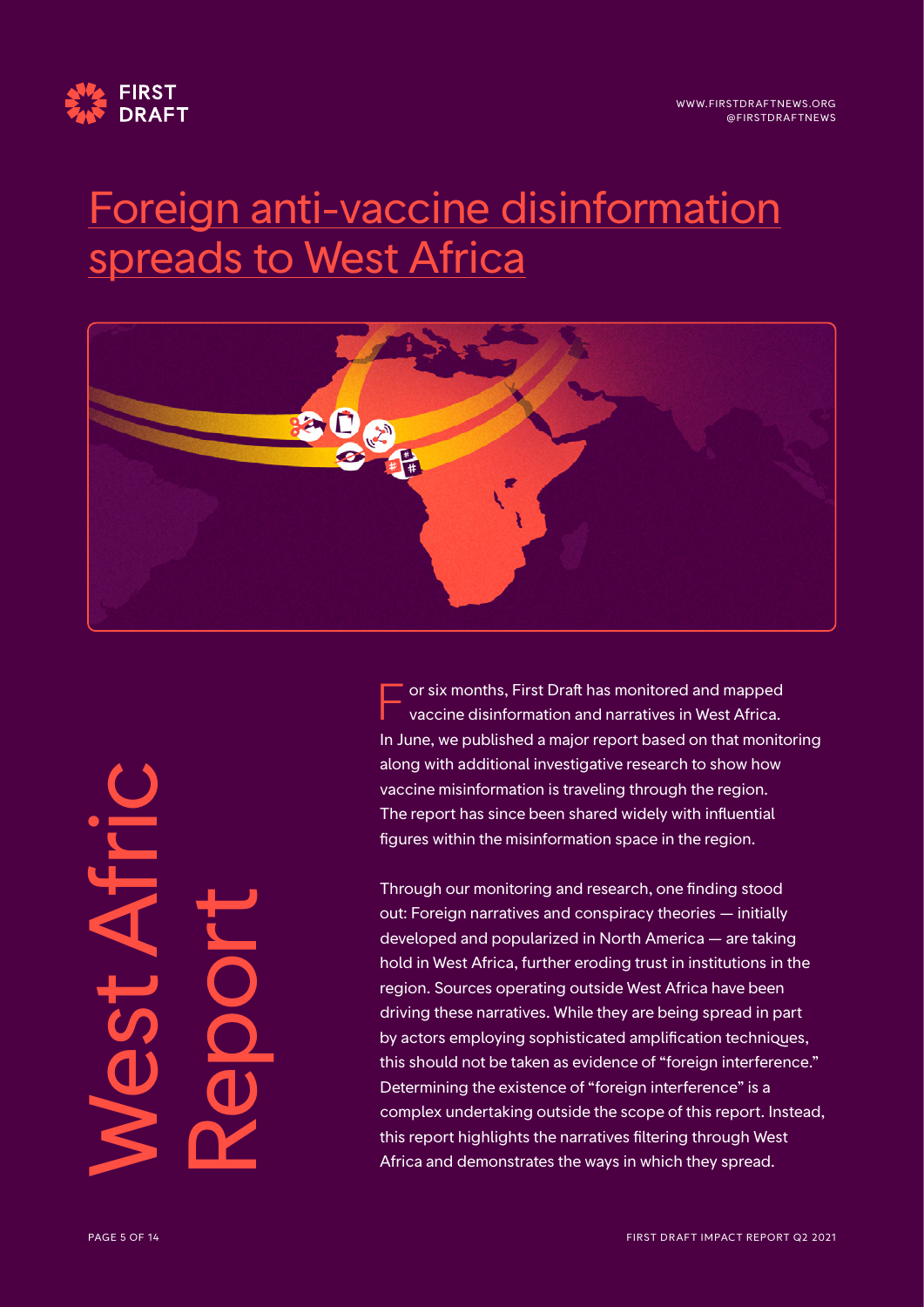# Foreign anti-vaccine disinformation spreads to West Africa

West Africa Report

For six months, First Draft has monitored and mapped vaccine disinformation and narratives in West Africa. In June, we published a major report based on that monitoring along with additional investigative research to show how vaccine misinformation is traveling through the region. The report has since been shared widely with influential figures within the misinformation space in the region.

Through our monitoring and research, one finding stood out: Foreign narratives and conspiracy theories — initially developed and popularized in North America — are taking hold in West Africa, further eroding trust in institutions in the region. Sources operating outside West Africa have been driving these narratives. While they are being spread in part by actors employing sophisticated amplification techniques, this should not be taken as evidence of "foreign interference." Determining the existence of "foreign interference" is a complex undertaking outside the scope of this report. Instead, this report highlights the narratives filtering through West Africa and demonstrates the ways in which they spread.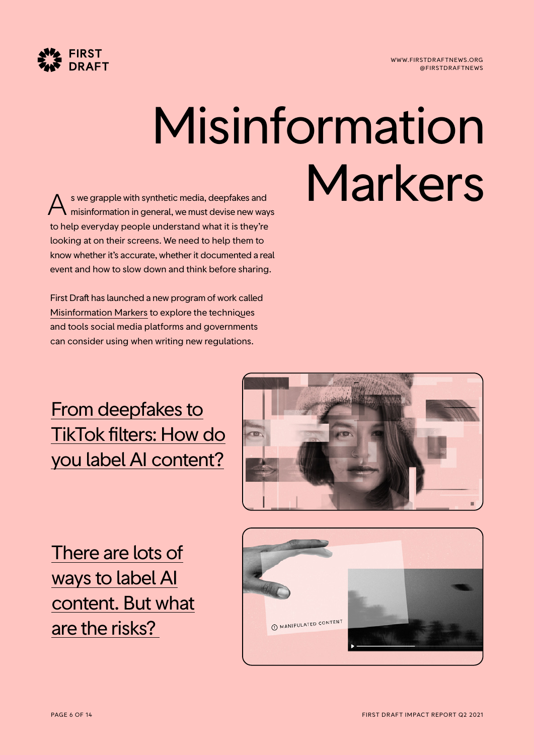# Misinformation Markers

As we grapple with synthetic media, deepfakes and misinformation in general, we must devise new ways to help everyday people understand what it is they're looking at on their screens. We need to help them to know whether it's accurate, whether it documented a real event and how to slow down and think before sharing.

First Draft has launched a new program of work called Misinformation Markers to explore the techniques and tools social media platforms and governments can consider using when writing new regulations.

## From deepfakes to TikTok filters: How do you label AI content?

## There are lots of ways to label AI content. But what are the risks?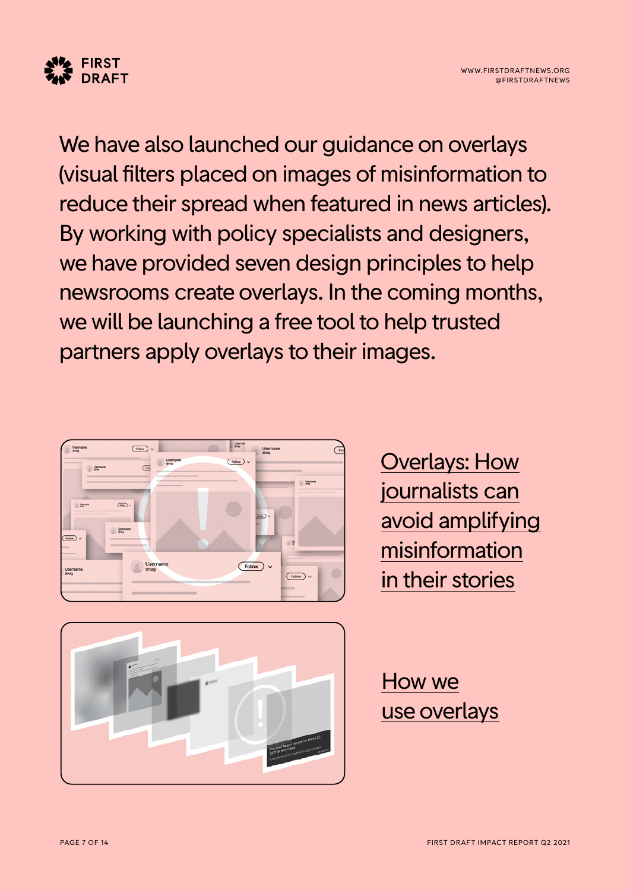We have also launched our guidance on overlays (visual filters placed on images of misinformation to reduce their spread when featured in news articles). By working with policy specialists and designers, we have provided seven design principles to help newsrooms create overlays. In the coming months, we will be launching a free tool to help trusted partners apply overlays to their images.

Overlays: How journalists can avoid amplifying misinformation in their stories

How we use overlays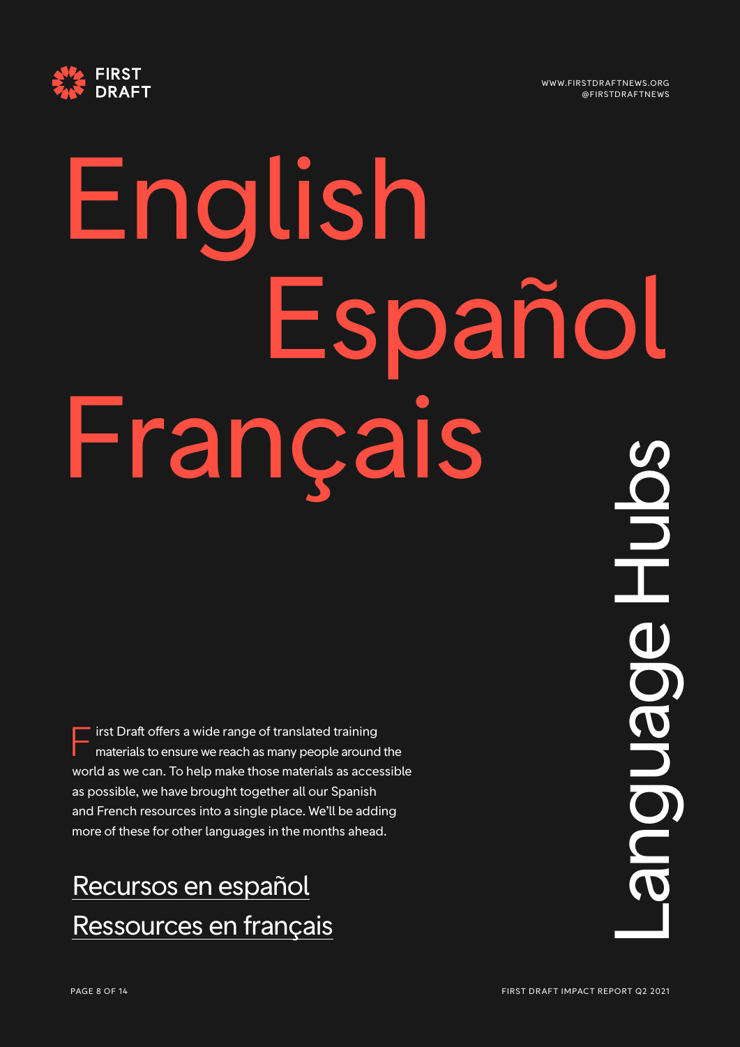# Language Hubs

English

Español

Français

First Draft offers a wide range of translated training materials to ensure we reach as many people around the world as we can. To help make those materials as accessible as possible, we have brought together all our Spanish and French resources into a single place. We'll be adding more of these for other languages in the months ahead.

Recursos en español

Ressources en français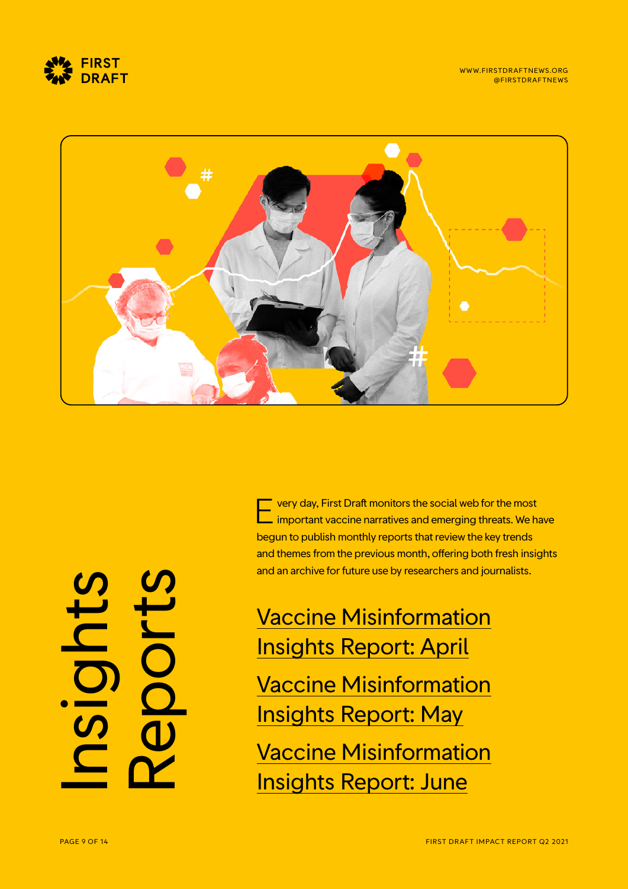# Insights Reports

Every day, First Draft monitors the social web for the most important vaccine narratives and emerging threats. We have begun to publish monthly reports that review the key trends and themes from the previous month, offering both fresh insights and an archive for future use by researchers and journalists.

Vaccine Misinformation Insights Report: April

Vaccine Misinformation Insights Report: May

Vaccine Misinformation Insights Report: June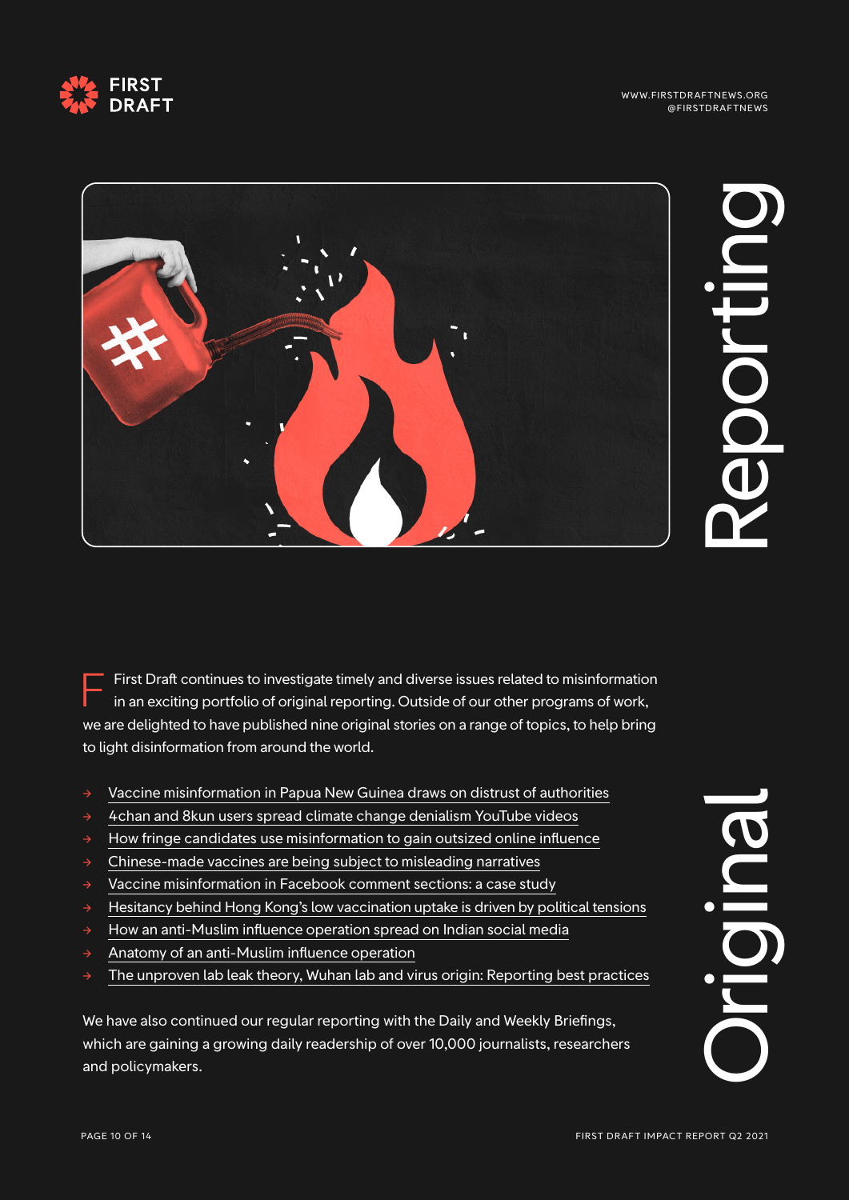# Original Reporting

First Draft continues to investigate timely and diverse issues related to misinformation in an exciting portfolio of original reporting. Outside of our other programs of work, we are delighted to have published nine original stories on a range of topics, to help bring to light disinformation from around the world.

- Vaccine misinformation in Papua New Guinea draws on distrust of authorities
- 4chan and 8kun users spread climate change denialism YouTube videos
- How fringe candidates use misinformation to gain outsized online influence
- Chinese-made vaccines are being subject to misleading narratives
- Vaccine misinformation in Facebook comment sections: a case study
- Hesitancy behind Hong Kong's low vaccination uptake is driven by political tensions
- How an anti-Muslim influence operation spread on Indian social media
- Anatomy of an anti-Muslim influence operation
- The unproven lab leak theory, Wuhan lab and virus origin: Reporting best practices

We have also continued our regular reporting with the Daily and Weekly Briefings, which are gaining a growing daily readership of over 10,000 journalists, researchers and policymakers.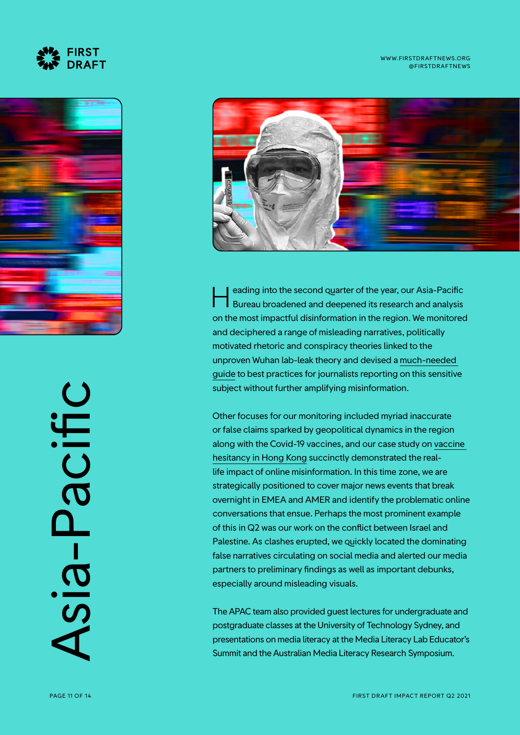# Asia-Pacific

Heading into the second quarter of the year, our Asia-Pacific Bureau broadened and deepened its research and analysis on the most impactful disinformation in the region. We monitored and deciphered a range of misleading narratives, politically motivated rhetoric and conspiracy theories linked to the unproven Wuhan lab-leak theory and devised a much-needed guide to best practices for journalists reporting on this sensitive subject without further amplifying misinformation.

Other focuses for our monitoring included myriad inaccurate or false claims sparked by geopolitical dynamics in the region along with the Covid-19 vaccines, and our case study on vaccine hesitancy in Hong Kong succinctly demonstrated the real-life impact of online misinformation. In this time zone, we are strategically positioned to cover major news events that break overnight in EMEA and AMER and identify the problematic online conversations that ensue. Perhaps the most prominent example of this in Q2 was our work on the conflict between Israel and Palestine. As clashes erupted, we quickly located the dominating false narratives circulating on social media and alerted our media partners to preliminary findings as well as important debunks, especially around misleading visuals.

The APAC team also provided guest lectures for undergraduate and postgraduate classes at the University of Technology Sydney, and presentations on media literacy at the Media Literacy Lab Educator's Summit and the Australian Media Literacy Research Symposium.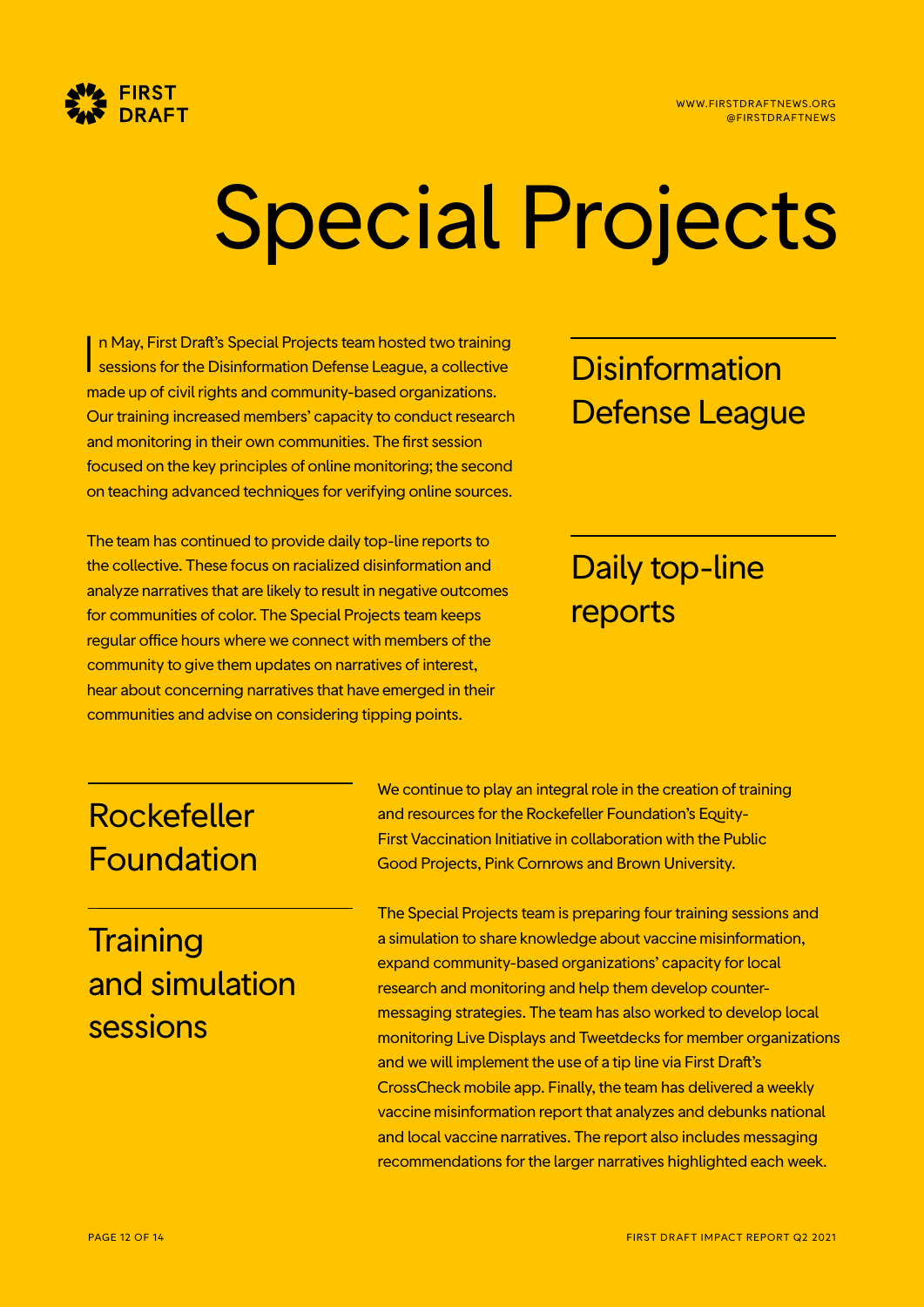# Special Projects

## Disinformation Defense League

In May, First Draft's Special Projects team hosted two training sessions for the Disinformation Defense League, a collective made up of civil rights and community-based organizations. Our training increased members' capacity to conduct research and monitoring in their own communities. The first session focused on the key principles of online monitoring; the second on teaching advanced techniques for verifying online sources.

## Daily top-line reports

The team has continued to provide daily top-line reports to the collective. These focus on racialized disinformation and analyze narratives that are likely to result in negative outcomes for communities of color. The Special Projects team keeps regular office hours where we connect with members of the community to give them updates on narratives of interest, hear about concerning narratives that have emerged in their communities and advise on considering tipping points.

## Rockefeller Foundation

We continue to play an integral role in the creation of training and resources for the Rockefeller Foundation's Equity-First Vaccination Initiative in collaboration with the Public Good Projects, Pink Cornrows and Brown University.

## Training and simulation sessions

The Special Projects team is preparing four training sessions and a simulation to share knowledge about vaccine misinformation, expand community-based organizations' capacity for local research and monitoring and help them develop counter-messaging strategies. The team has also worked to develop local monitoring Live Displays and Tweetdecks for member organizations and we will implement the use of a tip line via First Draft's CrossCheck mobile app. Finally, the team has delivered a weekly vaccine misinformation report that analyzes and debunks national and local vaccine narratives. The report also includes messaging recommendations for the larger narratives highlighted each week.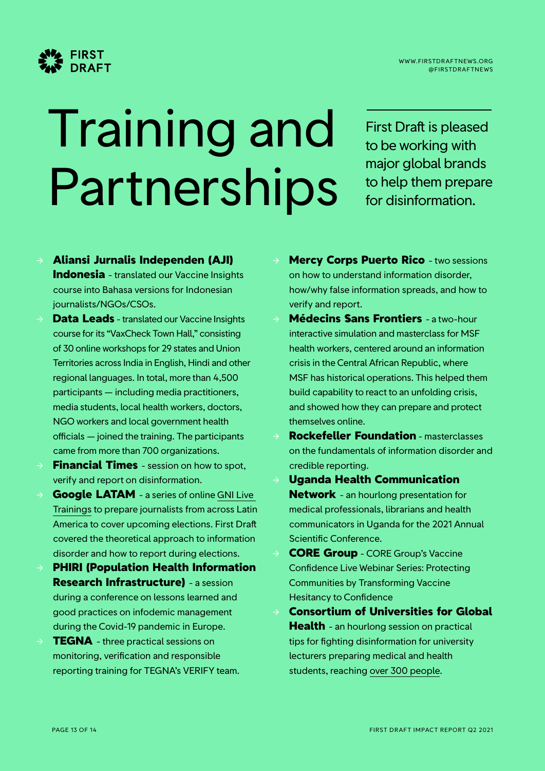# Training and Partnerships

First Draft is pleased to be working with major global brands to help them prepare for disinformation.

- **Aliansi Jurnalis Independen (AJI) Indonesia** - translated our Vaccine Insights course into Bahasa versions for Indonesian journalists/NGOs/CSOs.
- **Data Leads** - translated our Vaccine Insights course for its "VaxCheck Town Hall," consisting of 30 online workshops for 29 states and Union Territories across India in English, Hindi and other regional languages. In total, more than 4,500 participants — including media practitioners, media students, local health workers, doctors, NGO workers and local government health officials — joined the training. The participants came from more than 700 organizations.
- **Financial Times** - session on how to spot, verify and report on disinformation.
- **Google LATAM** - a series of online GNI Live Trainings to prepare journalists from across Latin America to cover upcoming elections. First Draft covered the theoretical approach to information disorder and how to report during elections.
- **PHIRI (Population Health Information Research Infrastructure)** - a session during a conference on lessons learned and good practices on infodemic management during the Covid-19 pandemic in Europe.
- **TEGNA** - three practical sessions on monitoring, verification and responsible reporting training for TEGNA's VERIFY team.
- **Mercy Corps Puerto Rico** - two sessions on how to understand information disorder, how/why false information spreads, and how to verify and report.
- **Médecins Sans Frontiers** - a two-hour interactive simulation and masterclass for MSF health workers, centered around an information crisis in the Central African Republic, where MSF has historical operations. This helped them build capability to react to an unfolding crisis, and showed how they can prepare and protect themselves online.
- **Rockefeller Foundation** - masterclasses on the fundamentals of information disorder and credible reporting.
- **Uganda Health Communication Network** - an hourlong presentation for medical professionals, librarians and health communicators in Uganda for the 2021 Annual Scientific Conference.
- **CORE Group** - CORE Group's Vaccine Confidence Live Webinar Series: Protecting Communities by Transforming Vaccine Hesitancy to Confidence
- **Consortium of Universities for Global Health** - an hourlong session on practical tips for fighting disinformation for university lecturers preparing medical and health students, reaching over 300 people.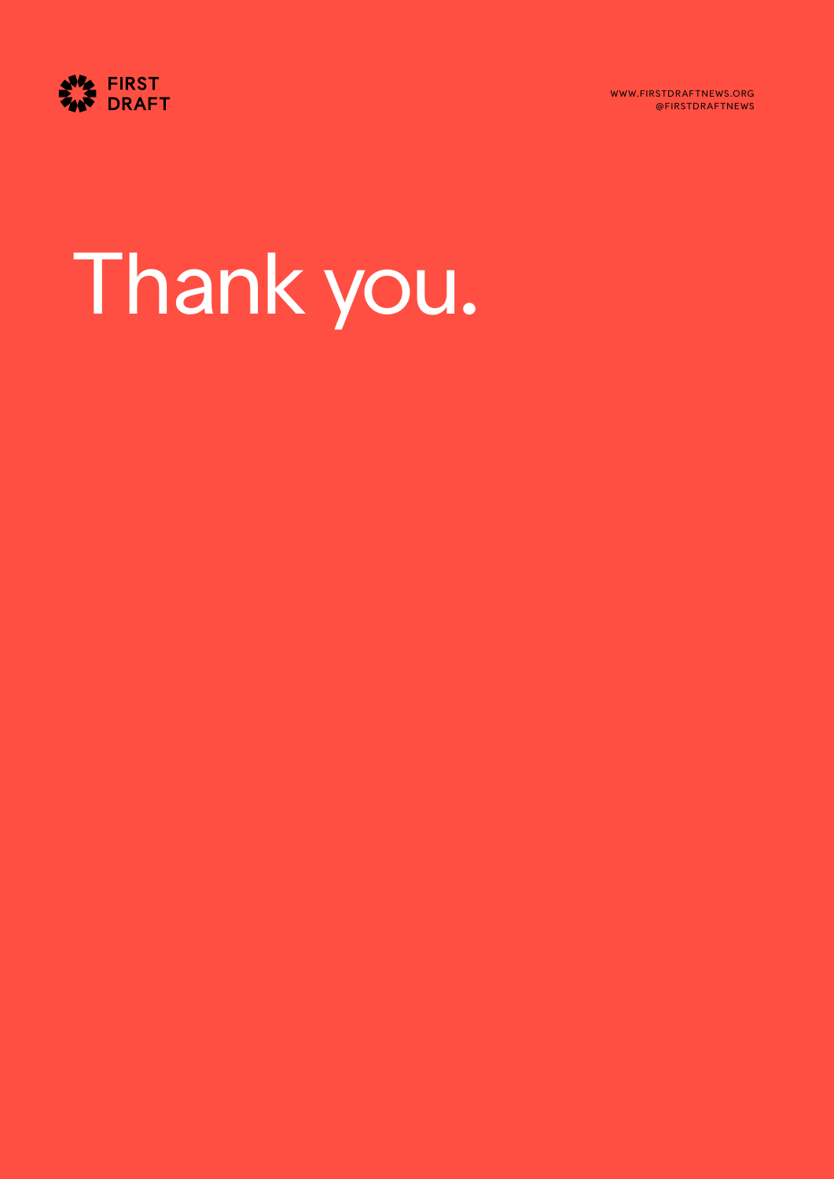FIRST DRAFT

WWW.FIRSTDRAFTNEWS.ORG
@FIRSTDRAFTNEWS

# Thank you.